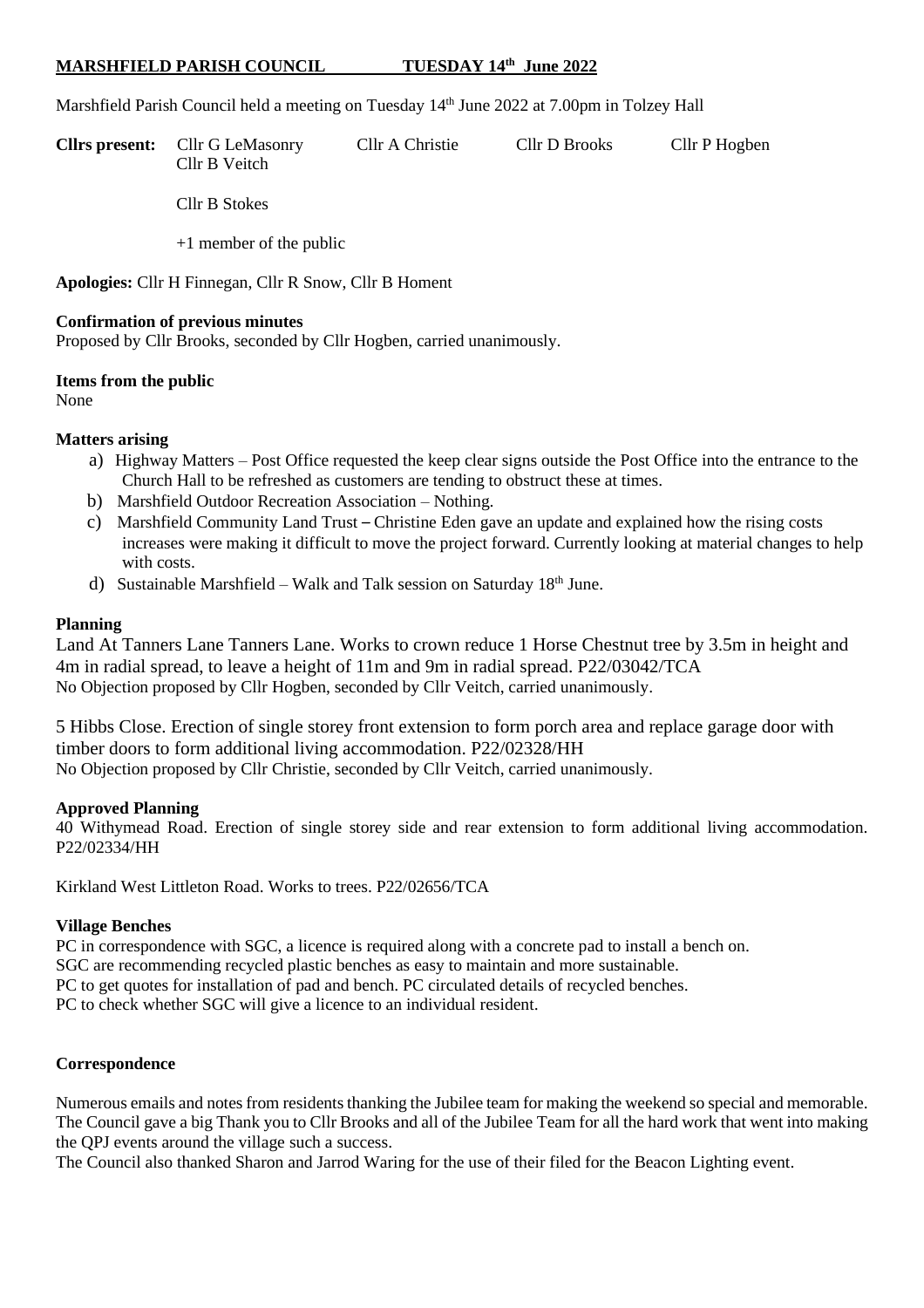# MARSHFIELD PARISH COUNCIL TUESDAY 14th June 2022

Marshfield Parish Council held a meeting on Tuesday 14th June 2022 at 7.00pm in Tolzey Hall

**Cllrs present:** Cllr G LeMasonry Cllr A Christie Cllr D Brooks Cllr P Hogben Cllr B Veitch

Cllr B Stokes

+1 member of the public

**Apologies:** Cllr H Finnegan, Cllr R Snow, Cllr B Homent

**Confirmation of previous minutes**
Proposed by Cllr Brooks, seconded by Cllr Hogben, carried unanimously.

**Items from the public**
None

**Matters arising**

a) Highway Matters – Post Office requested the keep clear signs outside the Post Office into the entrance to the Church Hall to be refreshed as customers are tending to obstruct these at times.
b) Marshfield Outdoor Recreation Association – Nothing.
c) Marshfield Community Land Trust – Christine Eden gave an update and explained how the rising costs increases were making it difficult to move the project forward. Currently looking at material changes to help with costs.
d) Sustainable Marshfield – Walk and Talk session on Saturday 18th June.

**Planning**

Land At Tanners Lane Tanners Lane. Works to crown reduce 1 Horse Chestnut tree by 3.5m in height and 4m in radial spread, to leave a height of 11m and 9m in radial spread. P22/03042/TCA
No Objection proposed by Cllr Hogben, seconded by Cllr Veitch, carried unanimously.

5 Hibbs Close. Erection of single storey front extension to form porch area and replace garage door with timber doors to form additional living accommodation. P22/02328/HH
No Objection proposed by Cllr Christie, seconded by Cllr Veitch, carried unanimously.

**Approved Planning**

40 Withymead Road. Erection of single storey side and rear extension to form additional living accommodation. P22/02334/HH

Kirkland West Littleton Road. Works to trees. P22/02656/TCA

**Village Benches**

PC in correspondence with SGC, a licence is required along with a concrete pad to install a bench on.
SGC are recommending recycled plastic benches as easy to maintain and more sustainable.
PC to get quotes for installation of pad and bench. PC circulated details of recycled benches.
PC to check whether SGC will give a licence to an individual resident.

**Correspondence**

Numerous emails and notes from residents thanking the Jubilee team for making the weekend so special and memorable. The Council gave a big Thank you to Cllr Brooks and all of the Jubilee Team for all the hard work that went into making the QPJ events around the village such a success.
The Council also thanked Sharon and Jarrod Waring for the use of their filed for the Beacon Lighting event.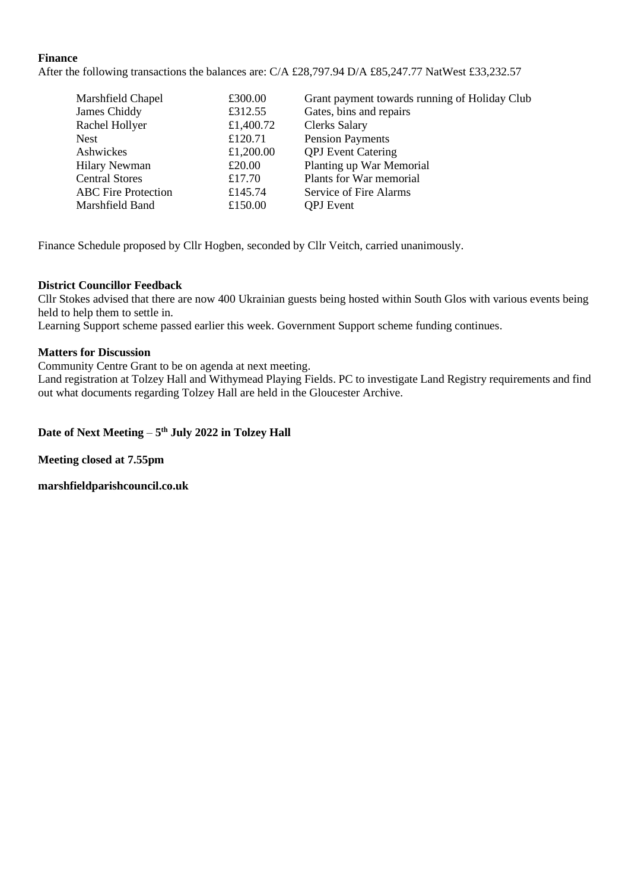**Finance**

After the following transactions the balances are: C/A £28,797.94 D/A £85,247.77 NatWest £33,232.57

| | | |
|---|---|---|
| Marshfield Chapel | £300.00 | Grant payment towards running of Holiday Club |
| James Chiddy | £312.55 | Gates, bins and repairs |
| Rachel Hollyer | £1,400.72 | Clerks Salary |
| Nest | £120.71 | Pension Payments |
| Ashwickes | £1,200.00 | QPJ Event Catering |
| Hilary Newman | £20.00 | Planting up War Memorial |
| Central Stores | £17.70 | Plants for War memorial |
| ABC Fire Protection | £145.74 | Service of Fire Alarms |
| Marshfield Band | £150.00 | QPJ Event |

Finance Schedule proposed by Cllr Hogben, seconded by Cllr Veitch, carried unanimously.

**District Councillor Feedback**

Cllr Stokes advised that there are now 400 Ukrainian guests being hosted within South Glos with various events being held to help them to settle in.

Learning Support scheme passed earlier this week. Government Support scheme funding continues.

**Matters for Discussion**

Community Centre Grant to be on agenda at next meeting.

Land registration at Tolzey Hall and Withymead Playing Fields. PC to investigate Land Registry requirements and find out what documents regarding Tolzey Hall are held in the Gloucester Archive.

**Date of Next Meeting – 5th July 2022 in Tolzey Hall**

**Meeting closed at 7.55pm**

**marshfieldparishcouncil.co.uk**